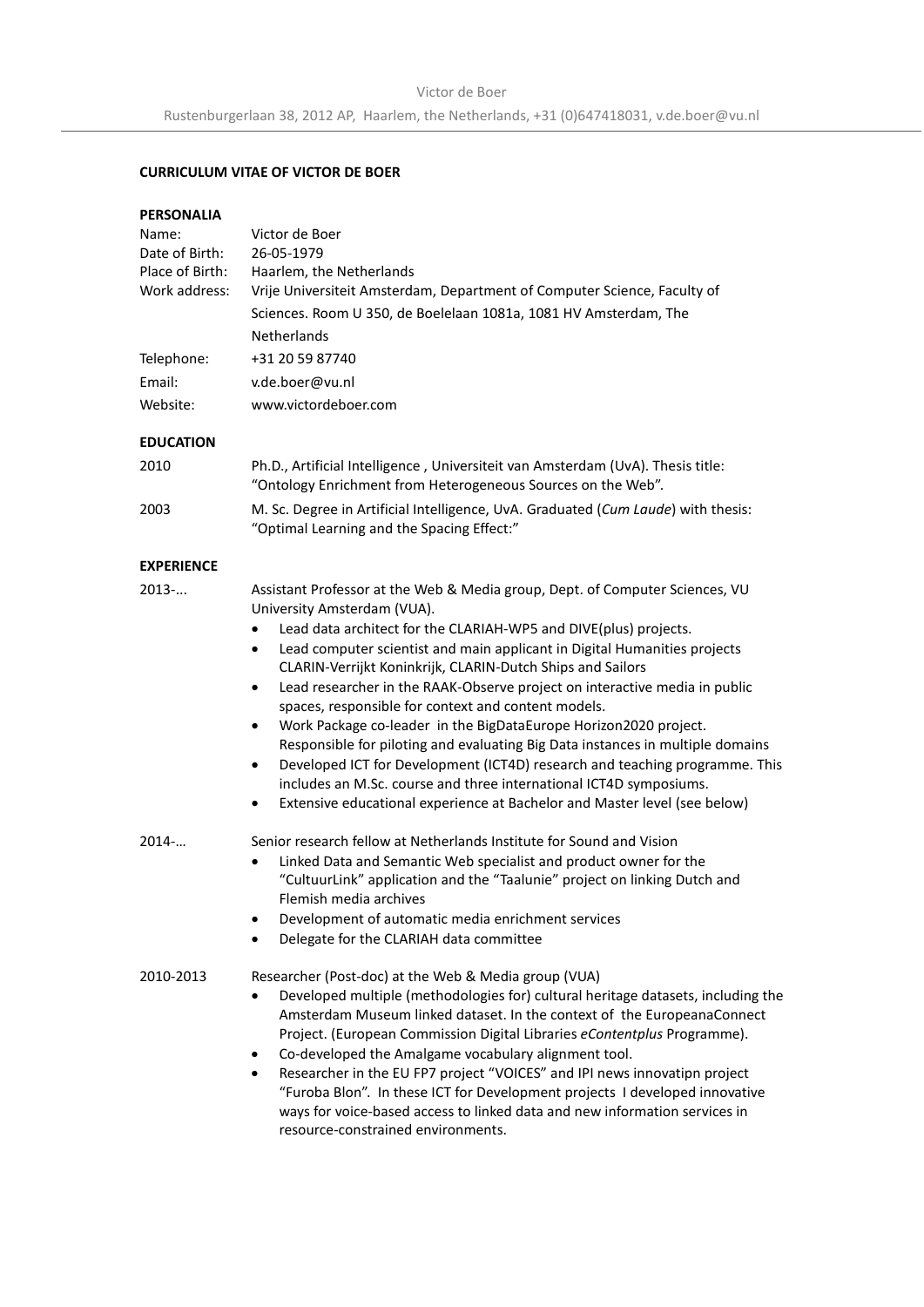Victor de Boer

Rustenburgerlaan 38, 2012 AP, Haarlem, the Netherlands, +31 (0)647418031, v.de.boer@vu.nl

# CURRICULUM VITAE OF VICTOR DE BOER

## PERSONALIA

| | |
|---|---|
| Name: | Victor de Boer |
| Date of Birth: | 26-05-1979 |
| Place of Birth: | Haarlem, the Netherlands |
| Work address: | Vrije Universiteit Amsterdam, Department of Computer Science, Faculty of Sciences. Room U 350, de Boelelaan 1081a, 1081 HV Amsterdam, The Netherlands |
| Telephone: | +31 20 59 87740 |
| Email: | v.de.boer@vu.nl |
| Website: | www.victordeboer.com |

## EDUCATION

**2010** Ph.D., Artificial Intelligence , Universiteit van Amsterdam (UvA). Thesis title: "Ontology Enrichment from Heterogeneous Sources on the Web".

**2003** M. Sc. Degree in Artificial Intelligence, UvA. Graduated (*Cum Laude*) with thesis: "Optimal Learning and the Spacing Effect:"

## EXPERIENCE

**2013-...** Assistant Professor at the Web & Media group, Dept. of Computer Sciences, VU University Amsterdam (VUA).

- Lead data architect for the CLARIAH-WP5 and DIVE(plus) projects.
- Lead computer scientist and main applicant in Digital Humanities projects CLARIN-Verrijkt Koninkrijk, CLARIN-Dutch Ships and Sailors
- Lead researcher in the RAAK-Observe project on interactive media in public spaces, responsible for context and content models.
- Work Package co-leader in the BigDataEurope Horizon2020 project. Responsible for piloting and evaluating Big Data instances in multiple domains
- Developed ICT for Development (ICT4D) research and teaching programme. This includes an M.Sc. course and three international ICT4D symposiums.
- Extensive educational experience at Bachelor and Master level (see below)

**2014-...** Senior research fellow at Netherlands Institute for Sound and Vision

- Linked Data and Semantic Web specialist and product owner for the "CultuurLink" application and the "Taalunie" project on linking Dutch and Flemish media archives
- Development of automatic media enrichment services
- Delegate for the CLARIAH data committee

**2010-2013** Researcher (Post-doc) at the Web & Media group (VUA)

- Developed multiple (methodologies for) cultural heritage datasets, including the Amsterdam Museum linked dataset. In the context of the EuropeanaConnect Project. (European Commission Digital Libraries *eContentplus* Programme).
- Co-developed the Amalgame vocabulary alignment tool.
- Researcher in the EU FP7 project "VOICES" and IPI news innovatipn project "Furoba Blon". In these ICT for Development projects I developed innovative ways for voice-based access to linked data and new information services in resource-constrained environments.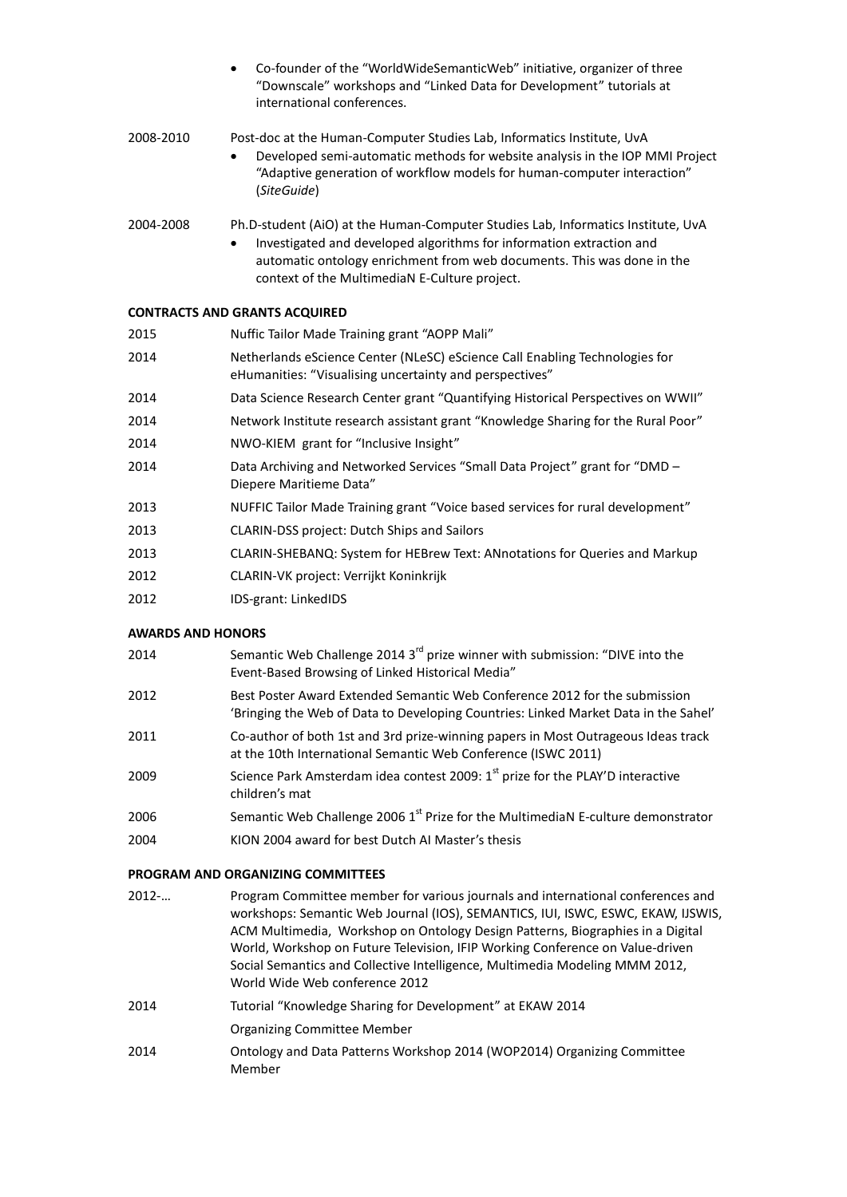- Co-founder of the “WorldWideSemanticWeb” initiative, organizer of three “Downscale” workshops and “Linked Data for Development” tutorials at international conferences.

2008-2010 Post-doc at the Human-Computer Studies Lab, Informatics Institute, UvA

- Developed semi-automatic methods for website analysis in the IOP MMI Project “Adaptive generation of workflow models for human-computer interaction” (*SiteGuide*)

2004-2008 Ph.D-student (AiO) at the Human-Computer Studies Lab, Informatics Institute, UvA

- Investigated and developed algorithms for information extraction and automatic ontology enrichment from web documents. This was done in the context of the MultimediaN E-Culture project.

**CONTRACTS AND GRANTS ACQUIRED**

2015 Nuffic Tailor Made Training grant “AOPP Mali”

2014 Netherlands eScience Center (NLeSC) eScience Call Enabling Technologies for eHumanities: “Visualising uncertainty and perspectives”

2014 Data Science Research Center grant “Quantifying Historical Perspectives on WWII”

2014 Network Institute research assistant grant “Knowledge Sharing for the Rural Poor”

2014 NWO-KIEM grant for “Inclusive Insight”

2014 Data Archiving and Networked Services “Small Data Project” grant for “DMD – Diepere Maritieme Data”

2013 NUFFIC Tailor Made Training grant “Voice based services for rural development”

2013 CLARIN-DSS project: Dutch Ships and Sailors

2013 CLARIN-SHEBANQ: System for HEBrew Text: ANnotations for Queries and Markup

2012 CLARIN-VK project: Verrijkt Koninkrijk

2012 IDS-grant: LinkedIDS

**AWARDS AND HONORS**

2014 Semantic Web Challenge 2014 3rd prize winner with submission: “DIVE into the Event-Based Browsing of Linked Historical Media”

2012 Best Poster Award Extended Semantic Web Conference 2012 for the submission ‘Bringing the Web of Data to Developing Countries: Linked Market Data in the Sahel’

2011 Co-author of both 1st and 3rd prize-winning papers in Most Outrageous Ideas track at the 10th International Semantic Web Conference (ISWC 2011)

2009 Science Park Amsterdam idea contest 2009: 1st prize for the PLAY’D interactive children’s mat

2006 Semantic Web Challenge 2006 1st Prize for the MultimediaN E-culture demonstrator

2004 KION 2004 award for best Dutch AI Master’s thesis

**PROGRAM AND ORGANIZING COMMITTEES**

2012-… Program Committee member for various journals and international conferences and workshops: Semantic Web Journal (IOS), SEMANTICS, IUI, ISWC, ESWC, EKAW, IJSWIS, ACM Multimedia, Workshop on Ontology Design Patterns, Biographies in a Digital World, Workshop on Future Television, IFIP Working Conference on Value-driven Social Semantics and Collective Intelligence, Multimedia Modeling MMM 2012, World Wide Web conference 2012

2014 Tutorial “Knowledge Sharing for Development” at EKAW 2014

Organizing Committee Member

2014 Ontology and Data Patterns Workshop 2014 (WOP2014) Organizing Committee Member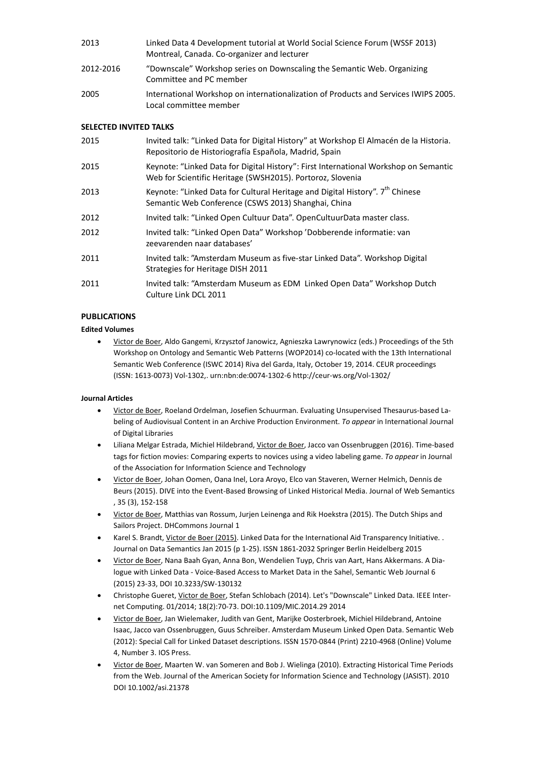2013 Linked Data 4 Development tutorial at World Social Science Forum (WSSF 2013) Montreal, Canada. Co-organizer and lecturer

2012-2016 "Downscale" Workshop series on Downscaling the Semantic Web. Organizing Committee and PC member

2005 International Workshop on internationalization of Products and Services IWIPS 2005. Local committee member

**SELECTED INVITED TALKS**

2015 Invited talk: "Linked Data for Digital History" at Workshop El Almacén de la Historia. Repositorio de Historiografía Española, Madrid, Spain

2015 Keynote: "Linked Data for Digital History": First International Workshop on Semantic Web for Scientific Heritage (SWSH2015). Portoroz, Slovenia

2013 Keynote: "Linked Data for Cultural Heritage and Digital History". 7th Chinese Semantic Web Conference (CSWS 2013) Shanghai, China

2012 Invited talk: "Linked Open Cultuur Data". OpenCultuurData master class.

2012 Invited talk: "Linked Open Data" Workshop 'Dobberende informatie: van zeevarenden naar databases'

2011 Invited talk: "Amsterdam Museum as five-star Linked Data". Workshop Digital Strategies for Heritage DISH 2011

2011 Invited talk: "Amsterdam Museum as EDM Linked Open Data" Workshop Dutch Culture Link DCL 2011

**PUBLICATIONS**

**Edited Volumes**

- Victor de Boer, Aldo Gangemi, Krzysztof Janowicz, Agnieszka Lawrynowicz (eds.) Proceedings of the 5th Workshop on Ontology and Semantic Web Patterns (WOP2014) co-located with the 13th International Semantic Web Conference (ISWC 2014) Riva del Garda, Italy, October 19, 2014. CEUR proceedings (ISSN: 1613-0073) Vol-1302,. urn:nbn:de:0074-1302-6 http://ceur-ws.org/Vol-1302/

**Journal Articles**

- Victor de Boer, Roeland Ordelman, Josefien Schuurman. Evaluating Unsupervised Thesaurus-based Labeling of Audiovisual Content in an Archive Production Environment. *To appear* in International Journal of Digital Libraries
- Liliana Melgar Estrada, Michiel Hildebrand, Victor de Boer, Jacco van Ossenbruggen (2016). Time-based tags for fiction movies: Comparing experts to novices using a video labeling game. *To appear* in Journal of the Association for Information Science and Technology
- Victor de Boer, Johan Oomen, Oana Inel, Lora Aroyo, Elco van Staveren, Werner Helmich, Dennis de Beurs (2015). DIVE into the Event-Based Browsing of Linked Historical Media. Journal of Web Semantics , 35 (3), 152-158
- Victor de Boer, Matthias van Rossum, Jurjen Leinenga and Rik Hoekstra (2015). The Dutch Ships and Sailors Project. DHCommons Journal 1
- Karel S. Brandt, Victor de Boer (2015). Linked Data for the International Aid Transparency Initiative. . Journal on Data Semantics Jan 2015 (p 1-25). ISSN 1861-2032 Springer Berlin Heidelberg 2015
- Victor de Boer, Nana Baah Gyan, Anna Bon, Wendelien Tuyp, Chris van Aart, Hans Akkermans. A Dialogue with Linked Data - Voice-Based Access to Market Data in the Sahel, Semantic Web Journal 6 (2015) 23-33, DOI 10.3233/SW-130132
- Christophe Gueret, Victor de Boer, Stefan Schlobach (2014). Let's "Downscale" Linked Data. IEEE Internet Computing. 01/2014; 18(2):70-73. DOI:10.1109/MIC.2014.29 2014
- Victor de Boer, Jan Wielemaker, Judith van Gent, Marijke Oosterbroek, Michiel Hildebrand, Antoine Isaac, Jacco van Ossenbruggen, Guus Schreiber. Amsterdam Museum Linked Open Data. Semantic Web (2012): Special Call for Linked Dataset descriptions. ISSN 1570-0844 (Print) 2210-4968 (Online) Volume 4, Number 3. IOS Press.
- Victor de Boer, Maarten W. van Someren and Bob J. Wielinga (2010). Extracting Historical Time Periods from the Web. Journal of the American Society for Information Science and Technology (JASIST). 2010 DOI 10.1002/asi.21378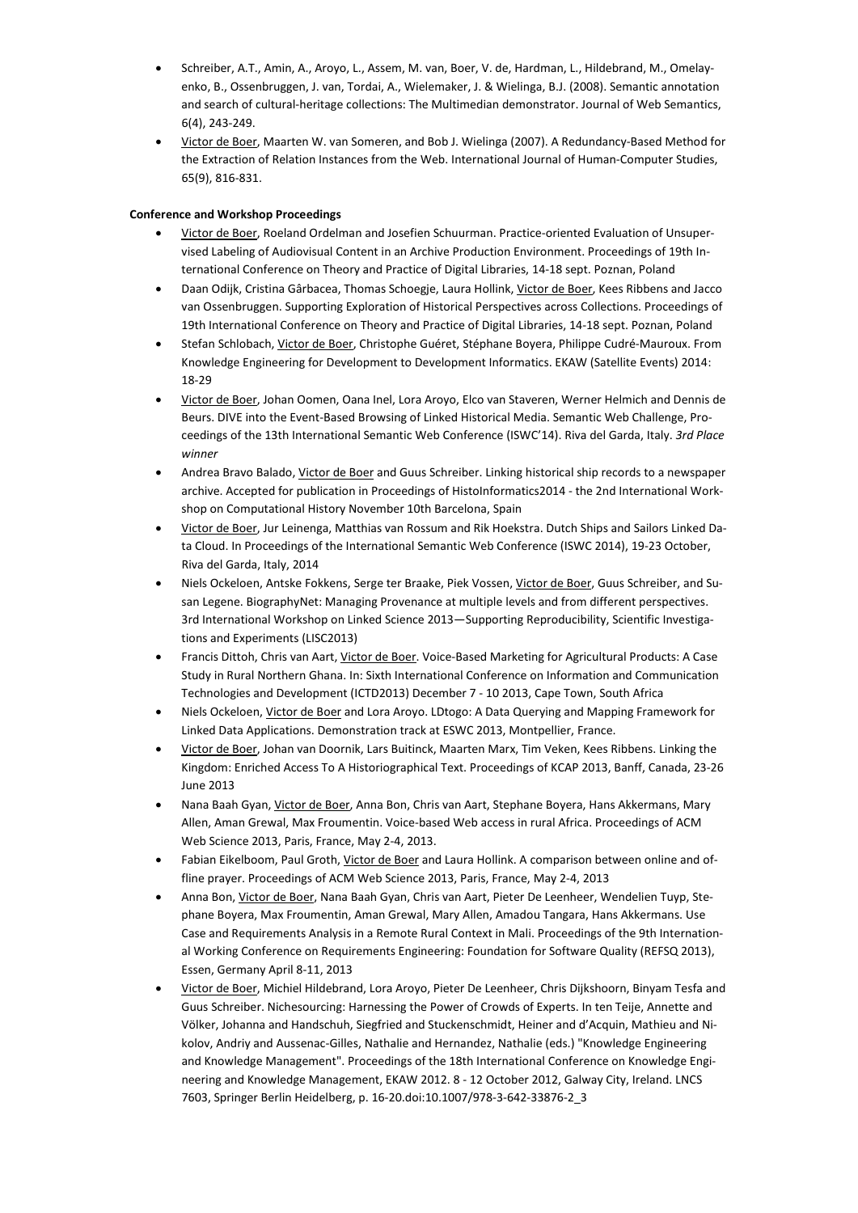- Schreiber, A.T., Amin, A., Aroyo, L., Assem, M. van, Boer, V. de, Hardman, L., Hildebrand, M., Omelayenko, B., Ossenbruggen, J. van, Tordai, A., Wielemaker, J. & Wielinga, B.J. (2008). Semantic annotation and search of cultural-heritage collections: The Multimedian demonstrator. Journal of Web Semantics, 6(4), 243-249.
- Victor de Boer, Maarten W. van Someren, and Bob J. Wielinga (2007). A Redundancy-Based Method for the Extraction of Relation Instances from the Web. International Journal of Human-Computer Studies, 65(9), 816-831.

**Conference and Workshop Proceedings**

- Victor de Boer, Roeland Ordelman and Josefien Schuurman. Practice-oriented Evaluation of Unsupervised Labeling of Audiovisual Content in an Archive Production Environment. Proceedings of 19th International Conference on Theory and Practice of Digital Libraries, 14-18 sept. Poznan, Poland
- Daan Odijk, Cristina Gârbacea, Thomas Schoegje, Laura Hollink, Victor de Boer, Kees Ribbens and Jacco van Ossenbruggen. Supporting Exploration of Historical Perspectives across Collections. Proceedings of 19th International Conference on Theory and Practice of Digital Libraries, 14-18 sept. Poznan, Poland
- Stefan Schlobach, Victor de Boer, Christophe Guéret, Stéphane Boyera, Philippe Cudré-Mauroux. From Knowledge Engineering for Development to Development Informatics. EKAW (Satellite Events) 2014: 18-29
- Victor de Boer, Johan Oomen, Oana Inel, Lora Aroyo, Elco van Staveren, Werner Helmich and Dennis de Beurs. DIVE into the Event-Based Browsing of Linked Historical Media. Semantic Web Challenge, Proceedings of the 13th International Semantic Web Conference (ISWC'14). Riva del Garda, Italy. *3rd Place winner*
- Andrea Bravo Balado, Victor de Boer and Guus Schreiber. Linking historical ship records to a newspaper archive. Accepted for publication in Proceedings of HistoInformatics2014 - the 2nd International Workshop on Computational History November 10th Barcelona, Spain
- Victor de Boer, Jur Leinenga, Matthias van Rossum and Rik Hoekstra. Dutch Ships and Sailors Linked Data Cloud. In Proceedings of the International Semantic Web Conference (ISWC 2014), 19-23 October, Riva del Garda, Italy, 2014
- Niels Ockeloen, Antske Fokkens, Serge ter Braake, Piek Vossen, Victor de Boer, Guus Schreiber, and Susan Legene. BiographyNet: Managing Provenance at multiple levels and from different perspectives. 3rd International Workshop on Linked Science 2013—Supporting Reproducibility, Scientific Investigations and Experiments (LISC2013)
- Francis Dittoh, Chris van Aart, Victor de Boer. Voice-Based Marketing for Agricultural Products: A Case Study in Rural Northern Ghana. In: Sixth International Conference on Information and Communication Technologies and Development (ICTD2013) December 7 - 10 2013, Cape Town, South Africa
- Niels Ockeloen, Victor de Boer and Lora Aroyo. LDtogo: A Data Querying and Mapping Framework for Linked Data Applications. Demonstration track at ESWC 2013, Montpellier, France.
- Victor de Boer, Johan van Doornik, Lars Buitinck, Maarten Marx, Tim Veken, Kees Ribbens. Linking the Kingdom: Enriched Access To A Historiographical Text. Proceedings of KCAP 2013, Banff, Canada, 23-26 June 2013
- Nana Baah Gyan, Victor de Boer, Anna Bon, Chris van Aart, Stephane Boyera, Hans Akkermans, Mary Allen, Aman Grewal, Max Froumentin. Voice-based Web access in rural Africa. Proceedings of ACM Web Science 2013, Paris, France, May 2-4, 2013.
- Fabian Eikelboom, Paul Groth, Victor de Boer and Laura Hollink. A comparison between online and offline prayer. Proceedings of ACM Web Science 2013, Paris, France, May 2-4, 2013
- Anna Bon, Victor de Boer, Nana Baah Gyan, Chris van Aart, Pieter De Leenheer, Wendelien Tuyp, Stephane Boyera, Max Froumentin, Aman Grewal, Mary Allen, Amadou Tangara, Hans Akkermans. Use Case and Requirements Analysis in a Remote Rural Context in Mali. Proceedings of the 9th International Working Conference on Requirements Engineering: Foundation for Software Quality (REFSQ 2013), Essen, Germany April 8-11, 2013
- Victor de Boer, Michiel Hildebrand, Lora Aroyo, Pieter De Leenheer, Chris Dijkshoorn, Binyam Tesfa and Guus Schreiber. Nichesourcing: Harnessing the Power of Crowds of Experts. In ten Teije, Annette and Völker, Johanna and Handschuh, Siegfried and Stuckenschmidt, Heiner and d'Acquin, Mathieu and Nikolov, Andriy and Aussenac-Gilles, Nathalie and Hernandez, Nathalie (eds.) "Knowledge Engineering and Knowledge Management". Proceedings of the 18th International Conference on Knowledge Engineering and Knowledge Management, EKAW 2012. 8 - 12 October 2012, Galway City, Ireland. LNCS 7603, Springer Berlin Heidelberg, p. 16-20.doi:10.1007/978-3-642-33876-2_3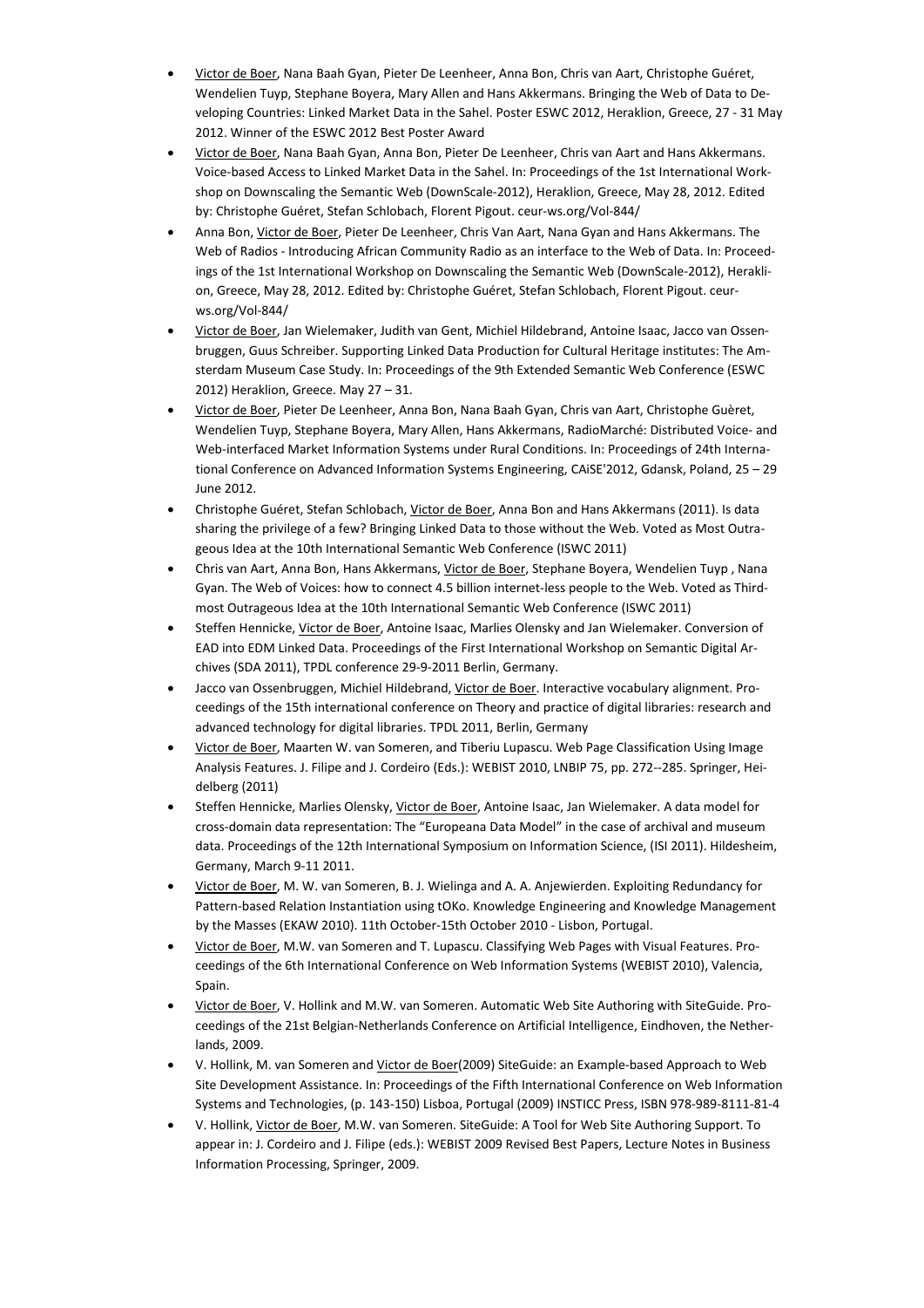- Victor de Boer, Nana Baah Gyan, Pieter De Leenheer, Anna Bon, Chris van Aart, Christophe Guéret, Wendelien Tuyp, Stephane Boyera, Mary Allen and Hans Akkermans. Bringing the Web of Data to Developing Countries: Linked Market Data in the Sahel. Poster ESWC 2012, Heraklion, Greece, 27 - 31 May 2012. Winner of the ESWC 2012 Best Poster Award
- Victor de Boer, Nana Baah Gyan, Anna Bon, Pieter De Leenheer, Chris van Aart and Hans Akkermans. Voice-based Access to Linked Market Data in the Sahel. In: Proceedings of the 1st International Workshop on Downscaling the Semantic Web (DownScale-2012), Heraklion, Greece, May 28, 2012. Edited by: Christophe Guéret, Stefan Schlobach, Florent Pigout. ceur-ws.org/Vol-844/
- Anna Bon, Victor de Boer, Pieter De Leenheer, Chris Van Aart, Nana Gyan and Hans Akkermans. The Web of Radios - Introducing African Community Radio as an interface to the Web of Data. In: Proceedings of the 1st International Workshop on Downscaling the Semantic Web (DownScale-2012), Heraklion, Greece, May 28, 2012. Edited by: Christophe Guéret, Stefan Schlobach, Florent Pigout. ceur-ws.org/Vol-844/
- Victor de Boer, Jan Wielemaker, Judith van Gent, Michiel Hildebrand, Antoine Isaac, Jacco van Ossenbruggen, Guus Schreiber. Supporting Linked Data Production for Cultural Heritage institutes: The Amsterdam Museum Case Study. In: Proceedings of the 9th Extended Semantic Web Conference (ESWC 2012) Heraklion, Greece. May 27 – 31.
- Victor de Boer, Pieter De Leenheer, Anna Bon, Nana Baah Gyan, Chris van Aart, Christophe Guèret, Wendelien Tuyp, Stephane Boyera, Mary Allen, Hans Akkermans, RadioMarché: Distributed Voice- and Web-interfaced Market Information Systems under Rural Conditions. In: Proceedings of 24th International Conference on Advanced Information Systems Engineering, CAiSE'2012, Gdansk, Poland, 25 – 29 June 2012.
- Christophe Guéret, Stefan Schlobach, Victor de Boer, Anna Bon and Hans Akkermans (2011). Is data sharing the privilege of a few? Bringing Linked Data to those without the Web. Voted as Most Outrageous Idea at the 10th International Semantic Web Conference (ISWC 2011)
- Chris van Aart, Anna Bon, Hans Akkermans, Victor de Boer, Stephane Boyera, Wendelien Tuyp , Nana Gyan. The Web of Voices: how to connect 4.5 billion internet-less people to the Web. Voted as Third-most Outrageous Idea at the 10th International Semantic Web Conference (ISWC 2011)
- Steffen Hennicke, Victor de Boer, Antoine Isaac, Marlies Olensky and Jan Wielemaker. Conversion of EAD into EDM Linked Data. Proceedings of the First International Workshop on Semantic Digital Archives (SDA 2011), TPDL conference 29-9-2011 Berlin, Germany.
- Jacco van Ossenbruggen, Michiel Hildebrand, Victor de Boer. Interactive vocabulary alignment. Proceedings of the 15th international conference on Theory and practice of digital libraries: research and advanced technology for digital libraries. TPDL 2011, Berlin, Germany
- Victor de Boer, Maarten W. van Someren, and Tiberiu Lupascu. Web Page Classification Using Image Analysis Features. J. Filipe and J. Cordeiro (Eds.): WEBIST 2010, LNBIP 75, pp. 272--285. Springer, Heidelberg (2011)
- Steffen Hennicke, Marlies Olensky, Victor de Boer, Antoine Isaac, Jan Wielemaker. A data model for cross-domain data representation: The "Europeana Data Model" in the case of archival and museum data. Proceedings of the 12th International Symposium on Information Science, (ISI 2011). Hildesheim, Germany, March 9-11 2011.
- Victor de Boer, M. W. van Someren, B. J. Wielinga and A. A. Anjewierden. Exploiting Redundancy for Pattern-based Relation Instantiation using tOKo. Knowledge Engineering and Knowledge Management by the Masses (EKAW 2010). 11th October-15th October 2010 - Lisbon, Portugal.
- Victor de Boer, M.W. van Someren and T. Lupascu. Classifying Web Pages with Visual Features. Proceedings of the 6th International Conference on Web Information Systems (WEBIST 2010), Valencia, Spain.
- Victor de Boer, V. Hollink and M.W. van Someren. Automatic Web Site Authoring with SiteGuide. Proceedings of the 21st Belgian-Netherlands Conference on Artificial Intelligence, Eindhoven, the Netherlands, 2009.
- V. Hollink, M. van Someren and Victor de Boer(2009) SiteGuide: an Example-based Approach to Web Site Development Assistance. In: Proceedings of the Fifth International Conference on Web Information Systems and Technologies, (p. 143-150) Lisboa, Portugal (2009) INSTICC Press, ISBN 978-989-8111-81-4
- V. Hollink, Victor de Boer, M.W. van Someren. SiteGuide: A Tool for Web Site Authoring Support. To appear in: J. Cordeiro and J. Filipe (eds.): WEBIST 2009 Revised Best Papers, Lecture Notes in Business Information Processing, Springer, 2009.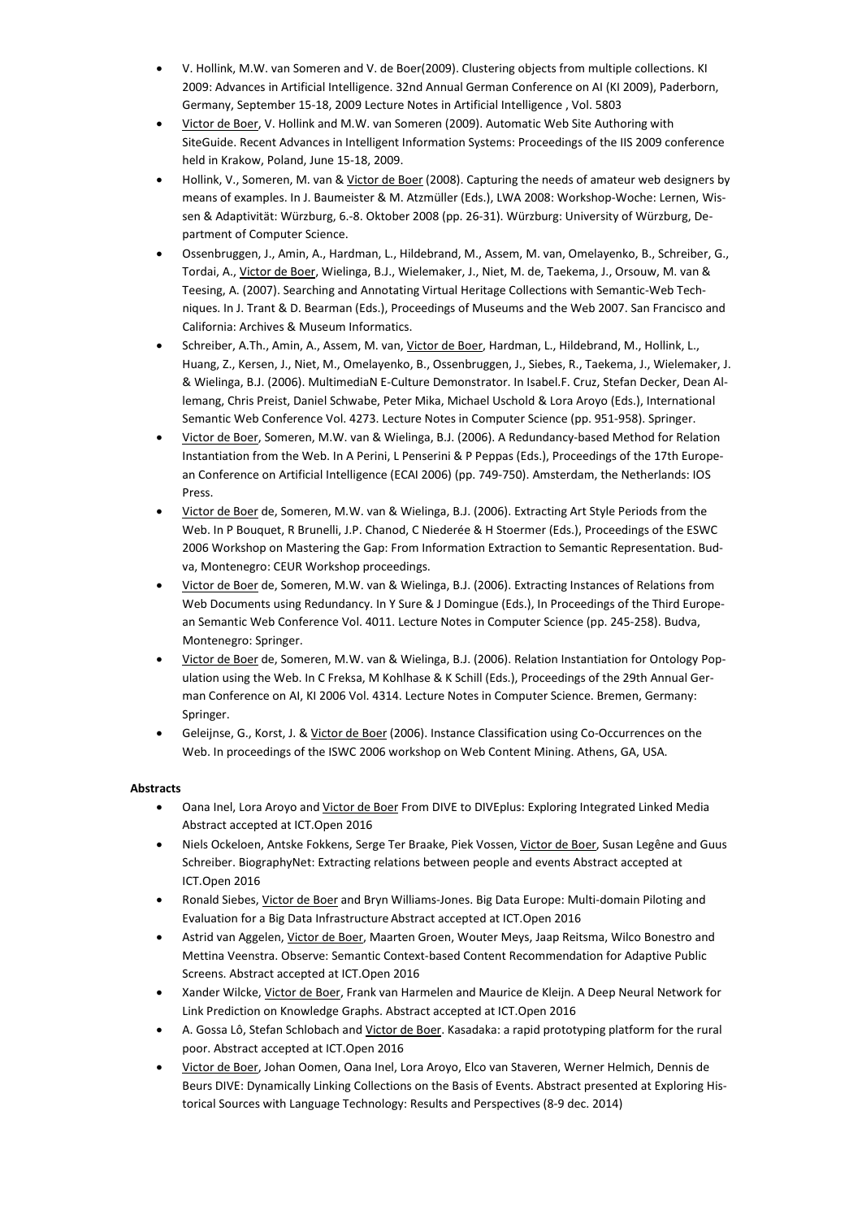- V. Hollink, M.W. van Someren and V. de Boer(2009). Clustering objects from multiple collections. KI 2009: Advances in Artificial Intelligence. 32nd Annual German Conference on AI (KI 2009), Paderborn, Germany, September 15-18, 2009 Lecture Notes in Artificial Intelligence , Vol. 5803
- Victor de Boer, V. Hollink and M.W. van Someren (2009). Automatic Web Site Authoring with SiteGuide. Recent Advances in Intelligent Information Systems: Proceedings of the IIS 2009 conference held in Krakow, Poland, June 15-18, 2009.
- Hollink, V., Someren, M. van & Victor de Boer (2008). Capturing the needs of amateur web designers by means of examples. In J. Baumeister & M. Atzmüller (Eds.), LWA 2008: Workshop-Woche: Lernen, Wissen & Adaptivität: Würzburg, 6.-8. Oktober 2008 (pp. 26-31). Würzburg: University of Würzburg, Department of Computer Science.
- Ossenbruggen, J., Amin, A., Hardman, L., Hildebrand, M., Assem, M. van, Omelayenko, B., Schreiber, G., Tordai, A., Victor de Boer, Wielinga, B.J., Wielemaker, J., Niet, M. de, Taekema, J., Orsouw, M. van & Teesing, A. (2007). Searching and Annotating Virtual Heritage Collections with Semantic-Web Techniques. In J. Trant & D. Bearman (Eds.), Proceedings of Museums and the Web 2007. San Francisco and California: Archives & Museum Informatics.
- Schreiber, A.Th., Amin, A., Assem, M. van, Victor de Boer, Hardman, L., Hildebrand, M., Hollink, L., Huang, Z., Kersen, J., Niet, M., Omelayenko, B., Ossenbruggen, J., Siebes, R., Taekema, J., Wielemaker, J. & Wielinga, B.J. (2006). MultimediaN E-Culture Demonstrator. In Isabel.F. Cruz, Stefan Decker, Dean Allemang, Chris Preist, Daniel Schwabe, Peter Mika, Michael Uschold & Lora Aroyo (Eds.), International Semantic Web Conference Vol. 4273. Lecture Notes in Computer Science (pp. 951-958). Springer.
- Victor de Boer, Someren, M.W. van & Wielinga, B.J. (2006). A Redundancy-based Method for Relation Instantiation from the Web. In A Perini, L Penserini & P Peppas (Eds.), Proceedings of the 17th European Conference on Artificial Intelligence (ECAI 2006) (pp. 749-750). Amsterdam, the Netherlands: IOS Press.
- Victor de Boer de, Someren, M.W. van & Wielinga, B.J. (2006). Extracting Art Style Periods from the Web. In P Bouquet, R Brunelli, J.P. Chanod, C Niederée & H Stoermer (Eds.), Proceedings of the ESWC 2006 Workshop on Mastering the Gap: From Information Extraction to Semantic Representation. Budva, Montenegro: CEUR Workshop proceedings.
- Victor de Boer de, Someren, M.W. van & Wielinga, B.J. (2006). Extracting Instances of Relations from Web Documents using Redundancy. In Y Sure & J Domingue (Eds.), In Proceedings of the Third European Semantic Web Conference Vol. 4011. Lecture Notes in Computer Science (pp. 245-258). Budva, Montenegro: Springer.
- Victor de Boer de, Someren, M.W. van & Wielinga, B.J. (2006). Relation Instantiation for Ontology Population using the Web. In C Freksa, M Kohlhase & K Schill (Eds.), Proceedings of the 29th Annual German Conference on AI, KI 2006 Vol. 4314. Lecture Notes in Computer Science. Bremen, Germany: Springer.
- Geleijnse, G., Korst, J. & Victor de Boer (2006). Instance Classification using Co-Occurrences on the Web. In proceedings of the ISWC 2006 workshop on Web Content Mining. Athens, GA, USA.

**Abstracts**

- Oana Inel, Lora Aroyo and Victor de Boer From DIVE to DIVEplus: Exploring Integrated Linked Media Abstract accepted at ICT.Open 2016
- Niels Ockeloen, Antske Fokkens, Serge Ter Braake, Piek Vossen, Victor de Boer, Susan Legêne and Guus Schreiber. BiographyNet: Extracting relations between people and events Abstract accepted at ICT.Open 2016
- Ronald Siebes, Victor de Boer and Bryn Williams-Jones. Big Data Europe: Multi-domain Piloting and Evaluation for a Big Data Infrastructure Abstract accepted at ICT.Open 2016
- Astrid van Aggelen, Victor de Boer, Maarten Groen, Wouter Meys, Jaap Reitsma, Wilco Bonestro and Mettina Veenstra. Observe: Semantic Context-based Content Recommendation for Adaptive Public Screens. Abstract accepted at ICT.Open 2016
- Xander Wilcke, Victor de Boer, Frank van Harmelen and Maurice de Kleijn. A Deep Neural Network for Link Prediction on Knowledge Graphs. Abstract accepted at ICT.Open 2016
- A. Gossa Lô, Stefan Schlobach and Victor de Boer. Kasadaka: a rapid prototyping platform for the rural poor. Abstract accepted at ICT.Open 2016
- Victor de Boer, Johan Oomen, Oana Inel, Lora Aroyo, Elco van Staveren, Werner Helmich, Dennis de Beurs DIVE: Dynamically Linking Collections on the Basis of Events. Abstract presented at Exploring Historical Sources with Language Technology: Results and Perspectives (8-9 dec. 2014)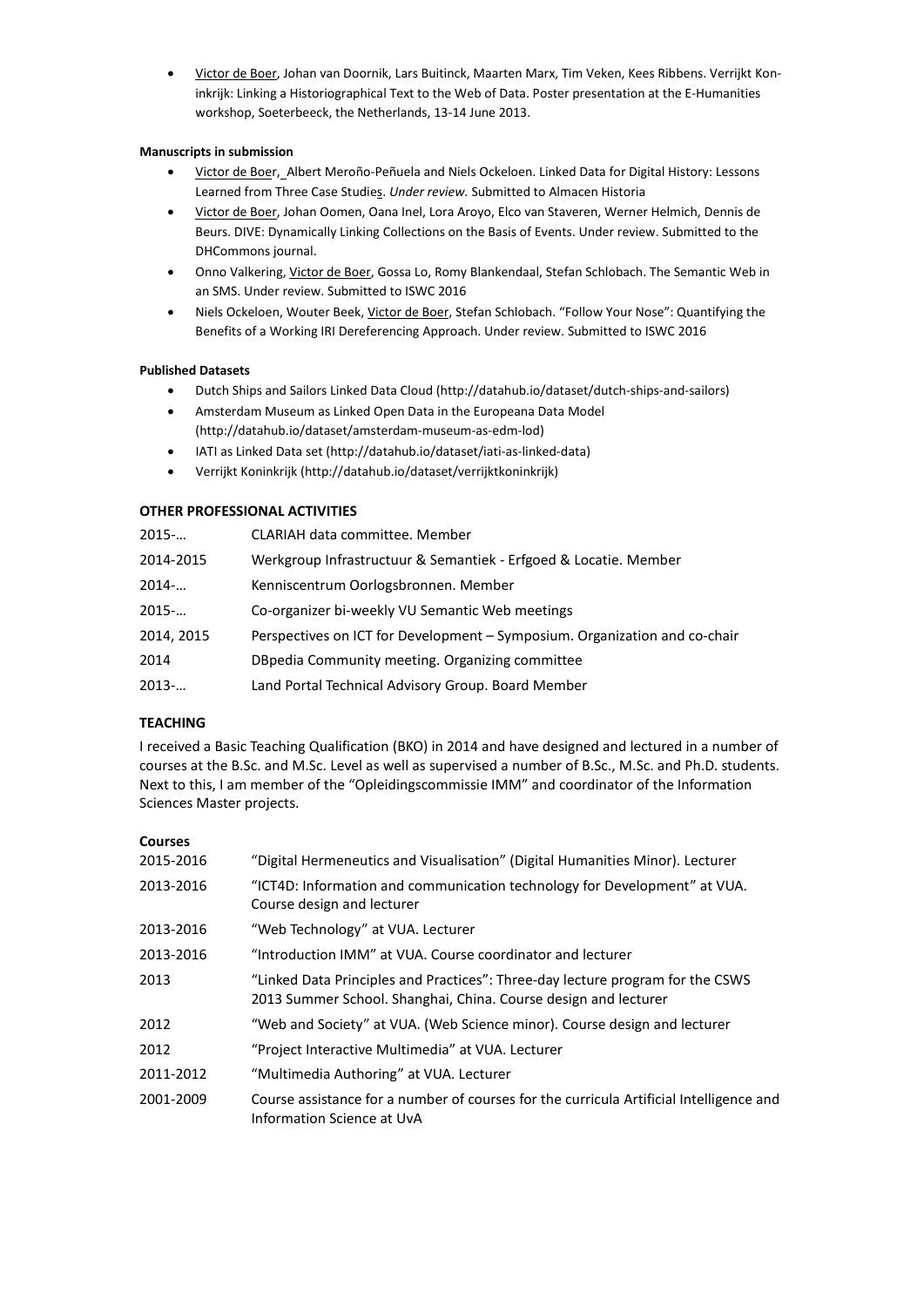- Victor de Boer, Johan van Doornik, Lars Buitinck, Maarten Marx, Tim Veken, Kees Ribbens. Verrijkt Koninkrijk: Linking a Historiographical Text to the Web of Data. Poster presentation at the E-Humanities workshop, Soeterbeeck, the Netherlands, 13-14 June 2013.

**Manuscripts in submission**

- Victor de Boer, Albert Meroño-Peñuela and Niels Ockeloen. Linked Data for Digital History: Lessons Learned from Three Case Studies. *Under review.* Submitted to Almacen Historia
- Victor de Boer, Johan Oomen, Oana Inel, Lora Aroyo, Elco van Staveren, Werner Helmich, Dennis de Beurs. DIVE: Dynamically Linking Collections on the Basis of Events. Under review. Submitted to the DHCommons journal.
- Onno Valkering, Victor de Boer, Gossa Lo, Romy Blankendaal, Stefan Schlobach. The Semantic Web in an SMS. Under review. Submitted to ISWC 2016
- Niels Ockeloen, Wouter Beek, Victor de Boer, Stefan Schlobach. "Follow Your Nose": Quantifying the Benefits of a Working IRI Dereferencing Approach. Under review. Submitted to ISWC 2016

**Published Datasets**

- Dutch Ships and Sailors Linked Data Cloud (http://datahub.io/dataset/dutch-ships-and-sailors)
- Amsterdam Museum as Linked Open Data in the Europeana Data Model (http://datahub.io/dataset/amsterdam-museum-as-edm-lod)
- IATI as Linked Data set (http://datahub.io/dataset/iati-as-linked-data)
- Verrijkt Koninkrijk (http://datahub.io/dataset/verrijktkoninkrijk)

## OTHER PROFESSIONAL ACTIVITIES

| | |
|---|---|
| 2015-… | CLARIAH data committee. Member |
| 2014-2015 | Werkgroup Infrastructuur & Semantiek - Erfgoed & Locatie. Member |
| 2014-… | Kenniscentrum Oorlogsbronnen. Member |
| 2015-… | Co-organizer bi-weekly VU Semantic Web meetings |
| 2014, 2015 | Perspectives on ICT for Development – Symposium. Organization and co-chair |
| 2014 | DBpedia Community meeting. Organizing committee |
| 2013-… | Land Portal Technical Advisory Group. Board Member |

## TEACHING

I received a Basic Teaching Qualification (BKO) in 2014 and have designed and lectured in a number of courses at the B.Sc. and M.Sc. Level as well as supervised a number of B.Sc., M.Sc. and Ph.D. students. Next to this, I am member of the "Opleidingscommissie IMM" and coordinator of the Information Sciences Master projects.

**Courses**

| | |
|---|---|
| 2015-2016 | "Digital Hermeneutics and Visualisation" (Digital Humanities Minor). Lecturer |
| 2013-2016 | "ICT4D: Information and communication technology for Development" at VUA. Course design and lecturer |
| 2013-2016 | "Web Technology" at VUA. Lecturer |
| 2013-2016 | "Introduction IMM" at VUA. Course coordinator and lecturer |
| 2013 | "Linked Data Principles and Practices": Three-day lecture program for the CSWS 2013 Summer School. Shanghai, China. Course design and lecturer |
| 2012 | "Web and Society" at VUA. (Web Science minor). Course design and lecturer |
| 2012 | "Project Interactive Multimedia" at VUA. Lecturer |
| 2011-2012 | "Multimedia Authoring" at VUA. Lecturer |
| 2001-2009 | Course assistance for a number of courses for the curricula Artificial Intelligence and Information Science at UvA |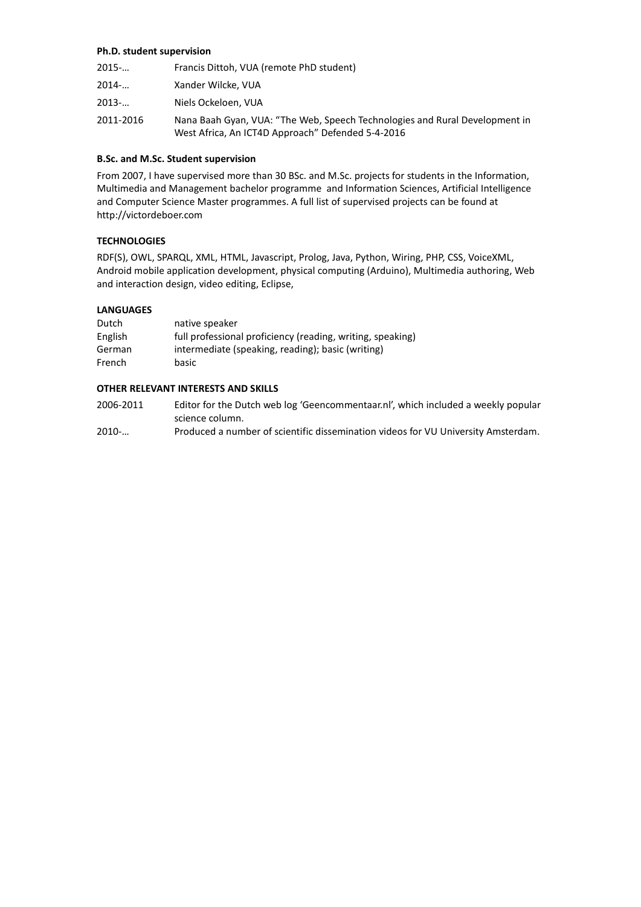**Ph.D. student supervision**

| | |
|---|---|
| 2015-… | Francis Dittoh, VUA (remote PhD student) |
| 2014-… | Xander Wilcke, VUA |
| 2013-… | Niels Ockeloen, VUA |
| 2011-2016 | Nana Baah Gyan, VUA: "The Web, Speech Technologies and Rural Development in West Africa, An ICT4D Approach" Defended 5-4-2016 |

**B.Sc. and M.Sc. Student supervision**

From 2007, I have supervised more than 30 BSc. and M.Sc. projects for students in the Information, Multimedia and Management bachelor programme and Information Sciences, Artificial Intelligence and Computer Science Master programmes. A full list of supervised projects can be found at http://victordeboer.com

**TECHNOLOGIES**

RDF(S), OWL, SPARQL, XML, HTML, Javascript, Prolog, Java, Python, Wiring, PHP, CSS, VoiceXML, Android mobile application development, physical computing (Arduino), Multimedia authoring, Web and interaction design, video editing, Eclipse,

**LANGUAGES**

| | |
|---|---|
| Dutch | native speaker |
| English | full professional proficiency (reading, writing, speaking) |
| German | intermediate (speaking, reading); basic (writing) |
| French | basic |

**OTHER RELEVANT INTERESTS AND SKILLS**

| | |
|---|---|
| 2006-2011 | Editor for the Dutch web log 'Geencommentaar.nl', which included a weekly popular science column. |
| 2010-… | Produced a number of scientific dissemination videos for VU University Amsterdam. |